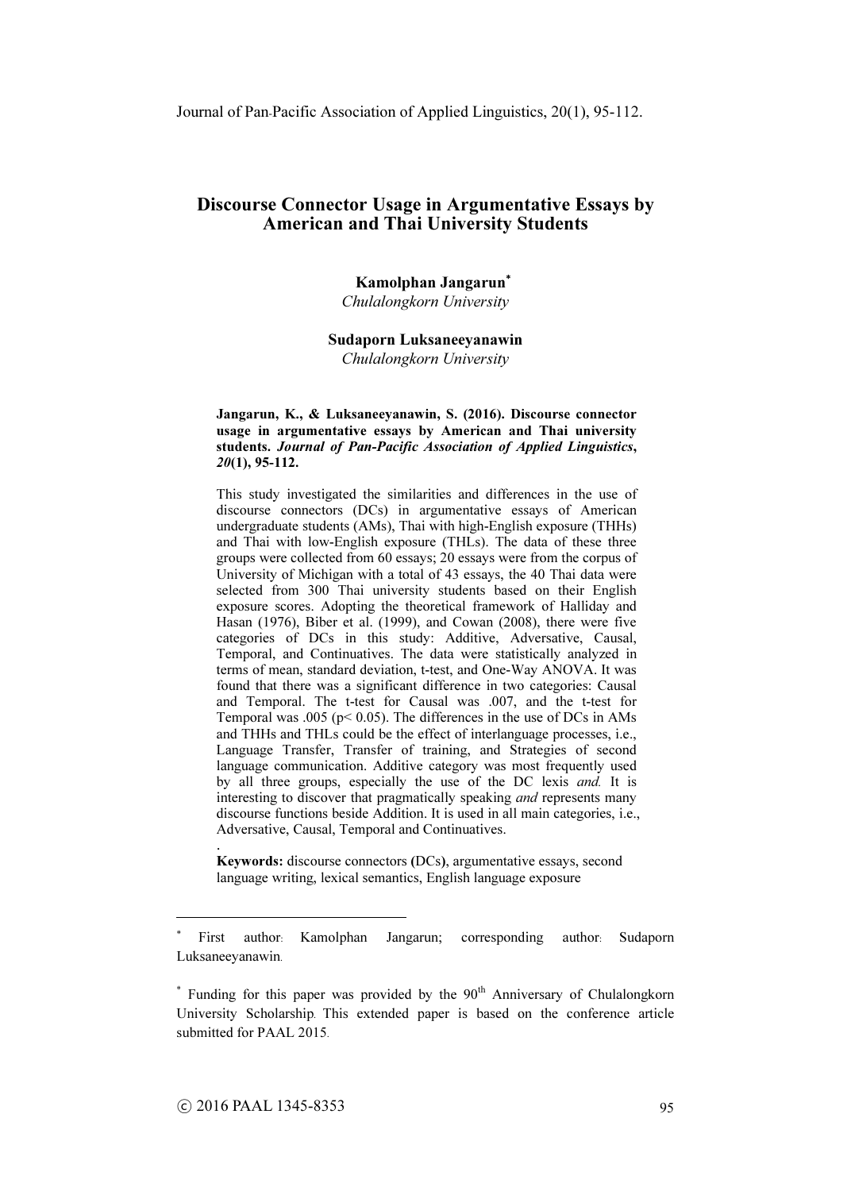# Discourse Connector Usage in Argumentative Essays by American and Thai University Students

**Kamolphan Jangarun***
*Chulalongkorn University*

**Sudaporn Luksaneeyanawin**
*Chulalongkorn University*

**Jangarun, K., & Luksaneeyanawin, S. (2016). Discourse connector usage in argumentative essays by American and Thai university students. *Journal of Pan-Pacific Association of Applied Linguistics*, *20*(1), 95-112.**

This study investigated the similarities and differences in the use of discourse connectors (DCs) in argumentative essays of American undergraduate students (AMs), Thai with high-English exposure (THHs) and Thai with low-English exposure (THLs). The data of these three groups were collected from 60 essays; 20 essays were from the corpus of University of Michigan with a total of 43 essays, the 40 Thai data were selected from 300 Thai university students based on their English exposure scores. Adopting the theoretical framework of Halliday and Hasan (1976), Biber et al. (1999), and Cowan (2008), there were five categories of DCs in this study: Additive, Adversative, Causal, Temporal, and Continuatives. The data were statistically analyzed in terms of mean, standard deviation, t-test, and One-Way ANOVA. It was found that there was a significant difference in two categories: Causal and Temporal. The t-test for Causal was .007, and the t-test for Temporal was .005 ($p < 0.05$). The differences in the use of DCs in AMs and THHs and THLs could be the effect of interlanguage processes, i.e., Language Transfer, Transfer of training, and Strategies of second language communication. Additive category was most frequently used by all three groups, especially the use of the DC lexis *and*. It is interesting to discover that pragmatically speaking *and* represents many discourse functions beside Addition. It is used in all main categories, i.e., Adversative, Causal, Temporal and Continuatives.

.

**Keywords:** discourse connectors **(**DCs**)**, argumentative essays, second language writing, lexical semantics, English language exposure

---

* First author: Kamolphan Jangarun; corresponding author: Sudaporn Luksaneeyanawin.

* Funding for this paper was provided by the 90th Anniversary of Chulalongkorn University Scholarship. This extended paper is based on the conference article submitted for PAAL 2015.

ⓒ 2016 PAAL 1345-8353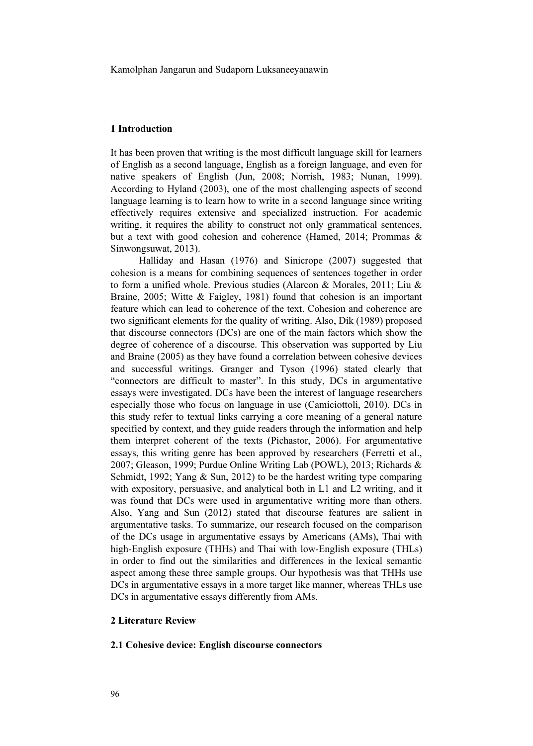## 1 Introduction

It has been proven that writing is the most difficult language skill for learners of English as a second language, English as a foreign language, and even for native speakers of English (Jun, 2008; Norrish, 1983; Nunan, 1999). According to Hyland (2003), one of the most challenging aspects of second language learning is to learn how to write in a second language since writing effectively requires extensive and specialized instruction. For academic writing, it requires the ability to construct not only grammatical sentences, but a text with good cohesion and coherence (Hamed, 2014; Prommas & Sinwongsuwat, 2013).

Halliday and Hasan (1976) and Sinicrope (2007) suggested that cohesion is a means for combining sequences of sentences together in order to form a unified whole. Previous studies (Alarcon & Morales, 2011; Liu & Braine, 2005; Witte & Faigley, 1981) found that cohesion is an important feature which can lead to coherence of the text. Cohesion and coherence are two significant elements for the quality of writing. Also, Dik (1989) proposed that discourse connectors (DCs) are one of the main factors which show the degree of coherence of a discourse. This observation was supported by Liu and Braine (2005) as they have found a correlation between cohesive devices and successful writings. Granger and Tyson (1996) stated clearly that "connectors are difficult to master". In this study, DCs in argumentative essays were investigated. DCs have been the interest of language researchers especially those who focus on language in use (Camiciottoli, 2010). DCs in this study refer to textual links carrying a core meaning of a general nature specified by context, and they guide readers through the information and help them interpret coherent of the texts (Pichastor, 2006). For argumentative essays, this writing genre has been approved by researchers (Ferretti et al., 2007; Gleason, 1999; Purdue Online Writing Lab (POWL), 2013; Richards & Schmidt, 1992; Yang & Sun, 2012) to be the hardest writing type comparing with expository, persuasive, and analytical both in L1 and L2 writing, and it was found that DCs were used in argumentative writing more than others. Also, Yang and Sun (2012) stated that discourse features are salient in argumentative tasks. To summarize, our research focused on the comparison of the DCs usage in argumentative essays by Americans (AMs), Thai with high-English exposure (THHs) and Thai with low-English exposure (THLs) in order to find out the similarities and differences in the lexical semantic aspect among these three sample groups. Our hypothesis was that THHs use DCs in argumentative essays in a more target like manner, whereas THLs use DCs in argumentative essays differently from AMs.

## 2 Literature Review

### 2.1 Cohesive device: English discourse connectors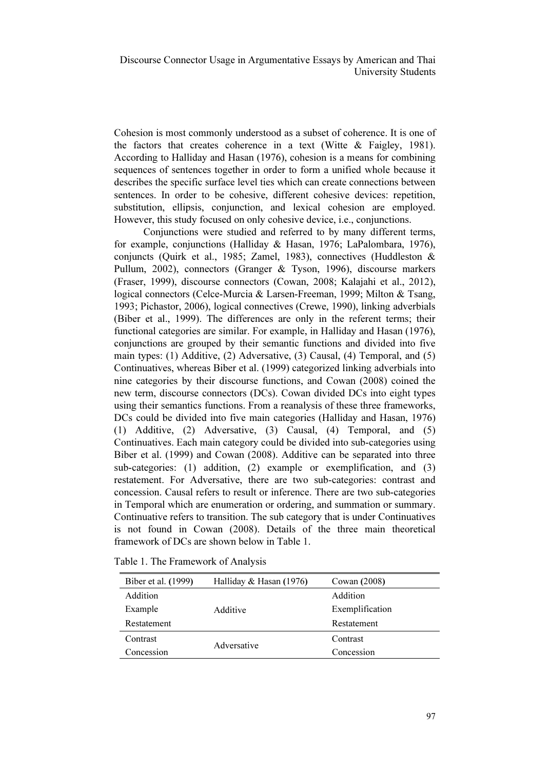Cohesion is most commonly understood as a subset of coherence. It is one of the factors that creates coherence in a text (Witte & Faigley, 1981). According to Halliday and Hasan (1976), cohesion is a means for combining sequences of sentences together in order to form a unified whole because it describes the specific surface level ties which can create connections between sentences. In order to be cohesive, different cohesive devices: repetition, substitution, ellipsis, conjunction, and lexical cohesion are employed. However, this study focused on only cohesive device, i.e., conjunctions.

Conjunctions were studied and referred to by many different terms, for example, conjunctions (Halliday & Hasan, 1976; LaPalombara, 1976), conjuncts (Quirk et al., 1985; Zamel, 1983), connectives (Huddleston & Pullum, 2002), connectors (Granger & Tyson, 1996), discourse markers (Fraser, 1999), discourse connectors (Cowan, 2008; Kalajahi et al., 2012), logical connectors (Celce-Murcia & Larsen-Freeman, 1999; Milton & Tsang, 1993; Pichastor, 2006), logical connectives (Crewe, 1990), linking adverbials (Biber et al., 1999). The differences are only in the referent terms; their functional categories are similar. For example, in Halliday and Hasan (1976), conjunctions are grouped by their semantic functions and divided into five main types: (1) Additive, (2) Adversative, (3) Causal, (4) Temporal, and (5) Continuatives, whereas Biber et al. (1999) categorized linking adverbials into nine categories by their discourse functions, and Cowan (2008) coined the new term, discourse connectors (DCs). Cowan divided DCs into eight types using their semantics functions. From a reanalysis of these three frameworks, DCs could be divided into five main categories (Halliday and Hasan, 1976) (1) Additive, (2) Adversative, (3) Causal, (4) Temporal, and (5) Continuatives. Each main category could be divided into sub-categories using Biber et al. (1999) and Cowan (2008). Additive can be separated into three sub-categories: (1) addition, (2) example or exemplification, and (3) restatement. For Adversative, there are two sub-categories: contrast and concession. Causal refers to result or inference. There are two sub-categories in Temporal which are enumeration or ordering, and summation or summary. Continuative refers to transition. The sub category that is under Continuatives is not found in Cowan (2008). Details of the three main theoretical framework of DCs are shown below in Table 1.

Table 1. The Framework of Analysis

| Biber et al. (1999) | Halliday & Hasan (1976) | Cowan (2008) |
|---|---|---|
| Addition | | Addition |
| Example | Additive | Exemplification |
| Restatement | | Restatement |
| Contrast | Adversative | Contrast |
| Concession | | Concession |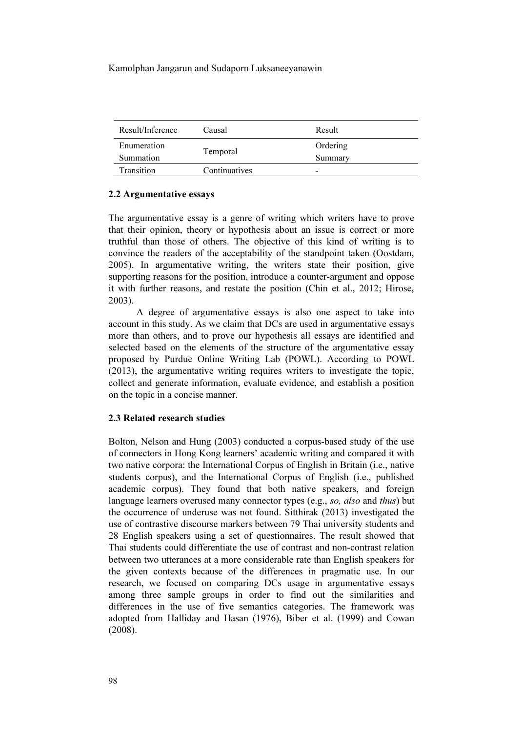| Result/Inference | Causal | Result |
|---|---|---|
| Enumeration | Temporal | Ordering |
| Summation | | Summary |
| Transition | Continuatives | - |

### 2.2 Argumentative essays

The argumentative essay is a genre of writing which writers have to prove that their opinion, theory or hypothesis about an issue is correct or more truthful than those of others. The objective of this kind of writing is to convince the readers of the acceptability of the standpoint taken (Oostdam, 2005). In argumentative writing, the writers state their position, give supporting reasons for the position, introduce a counter-argument and oppose it with further reasons, and restate the position (Chin et al., 2012; Hirose, 2003).

A degree of argumentative essays is also one aspect to take into account in this study. As we claim that DCs are used in argumentative essays more than others, and to prove our hypothesis all essays are identified and selected based on the elements of the structure of the argumentative essay proposed by Purdue Online Writing Lab (POWL). According to POWL (2013), the argumentative writing requires writers to investigate the topic, collect and generate information, evaluate evidence, and establish a position on the topic in a concise manner.

### 2.3 Related research studies

Bolton, Nelson and Hung (2003) conducted a corpus-based study of the use of connectors in Hong Kong learners' academic writing and compared it with two native corpora: the International Corpus of English in Britain (i.e., native students corpus), and the International Corpus of English (i.e., published academic corpus). They found that both native speakers, and foreign language learners overused many connector types (e.g., *so, also* and *thus*) but the occurrence of underuse was not found. Sitthirak (2013) investigated the use of contrastive discourse markers between 79 Thai university students and 28 English speakers using a set of questionnaires. The result showed that Thai students could differentiate the use of contrast and non-contrast relation between two utterances at a more considerable rate than English speakers for the given contexts because of the differences in pragmatic use. In our research, we focused on comparing DCs usage in argumentative essays among three sample groups in order to find out the similarities and differences in the use of five semantics categories. The framework was adopted from Halliday and Hasan (1976), Biber et al. (1999) and Cowan (2008).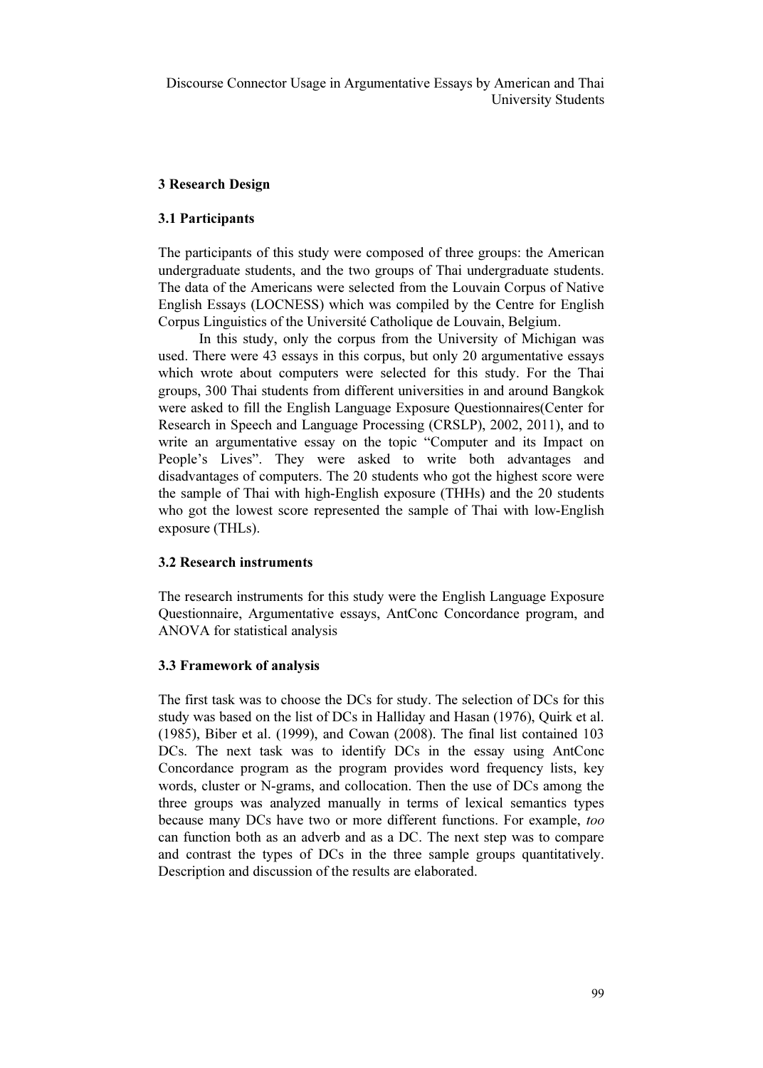## 3 Research Design

### 3.1 Participants

The participants of this study were composed of three groups: the American undergraduate students, and the two groups of Thai undergraduate students. The data of the Americans were selected from the Louvain Corpus of Native English Essays (LOCNESS) which was compiled by the Centre for English Corpus Linguistics of the Université Catholique de Louvain, Belgium.

In this study, only the corpus from the University of Michigan was used. There were 43 essays in this corpus, but only 20 argumentative essays which wrote about computers were selected for this study. For the Thai groups, 300 Thai students from different universities in and around Bangkok were asked to fill the English Language Exposure Questionnaires(Center for Research in Speech and Language Processing (CRSLP), 2002, 2011), and to write an argumentative essay on the topic "Computer and its Impact on People's Lives". They were asked to write both advantages and disadvantages of computers. The 20 students who got the highest score were the sample of Thai with high-English exposure (THHs) and the 20 students who got the lowest score represented the sample of Thai with low-English exposure (THLs).

### 3.2 Research instruments

The research instruments for this study were the English Language Exposure Questionnaire, Argumentative essays, AntConc Concordance program, and ANOVA for statistical analysis

### 3.3 Framework of analysis

The first task was to choose the DCs for study. The selection of DCs for this study was based on the list of DCs in Halliday and Hasan (1976), Quirk et al. (1985), Biber et al. (1999), and Cowan (2008). The final list contained 103 DCs. The next task was to identify DCs in the essay using AntConc Concordance program as the program provides word frequency lists, key words, cluster or N-grams, and collocation. Then the use of DCs among the three groups was analyzed manually in terms of lexical semantics types because many DCs have two or more different functions. For example, *too* can function both as an adverb and as a DC. The next step was to compare and contrast the types of DCs in the three sample groups quantitatively. Description and discussion of the results are elaborated.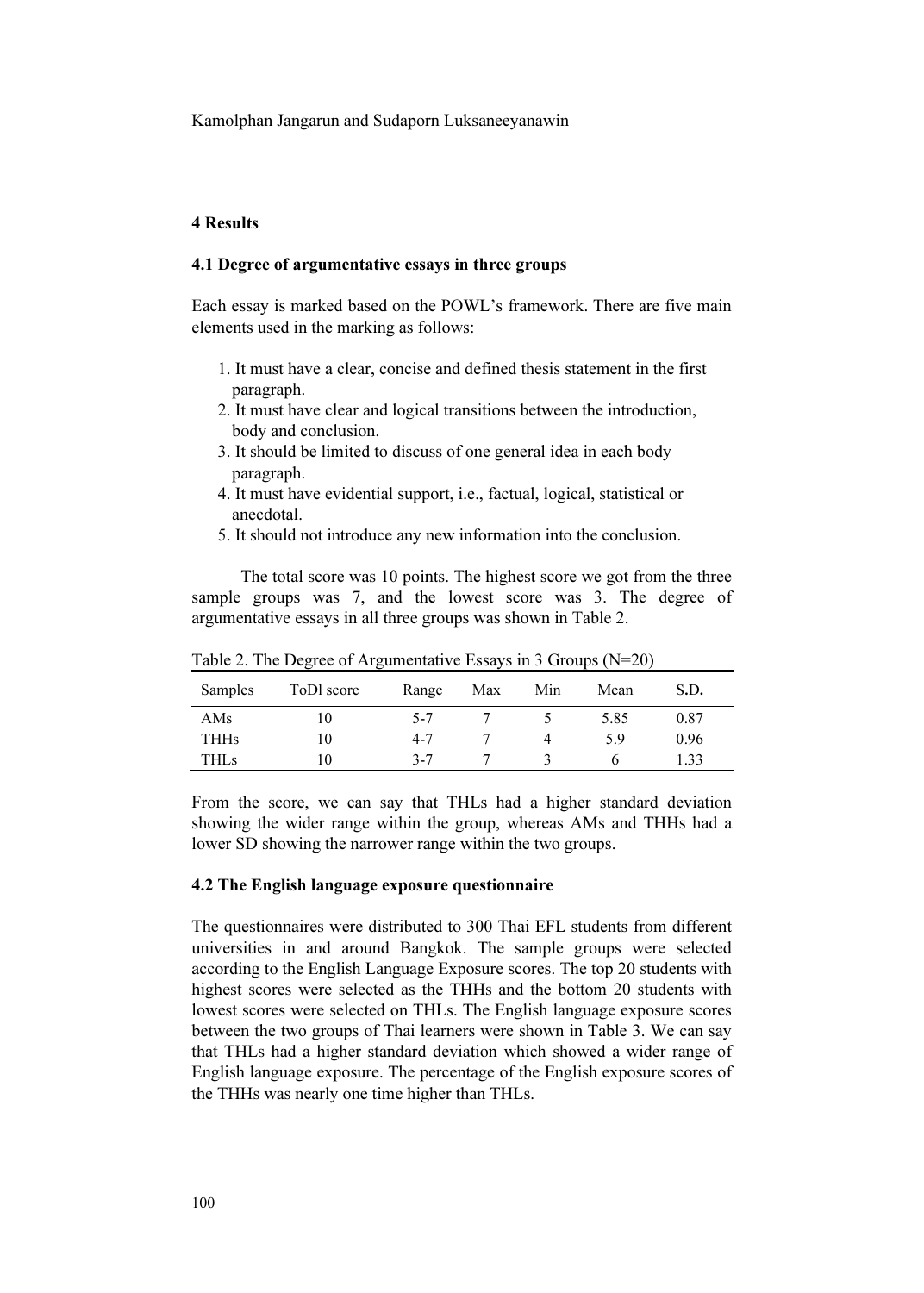## 4 Results

### 4.1 Degree of argumentative essays in three groups

Each essay is marked based on the POWL's framework. There are five main elements used in the marking as follows:

1. It must have a clear, concise and defined thesis statement in the first paragraph.
2. It must have clear and logical transitions between the introduction, body and conclusion.
3. It should be limited to discuss of one general idea in each body paragraph.
4. It must have evidential support, i.e., factual, logical, statistical or anecdotal.
5. It should not introduce any new information into the conclusion.

The total score was 10 points. The highest score we got from the three sample groups was 7, and the lowest score was 3. The degree of argumentative essays in all three groups was shown in Table 2.

Table 2. The Degree of Argumentative Essays in 3 Groups (N=20)

| Samples | ToDl score | Range | Max | Min | Mean | S.D. |
|---|---|---|---|---|---|---|
| AMs | 10 | 5-7 | 7 | 5 | 5.85 | 0.87 |
| THHs | 10 | 4-7 | 7 | 4 | 5.9 | 0.96 |
| THLs | 10 | 3-7 | 7 | 3 | 6 | 1.33 |

From the score, we can say that THLs had a higher standard deviation showing the wider range within the group, whereas AMs and THHs had a lower SD showing the narrower range within the two groups.

### 4.2 The English language exposure questionnaire

The questionnaires were distributed to 300 Thai EFL students from different universities in and around Bangkok. The sample groups were selected according to the English Language Exposure scores. The top 20 students with highest scores were selected as the THHs and the bottom 20 students with lowest scores were selected on THLs. The English language exposure scores between the two groups of Thai learners were shown in Table 3. We can say that THLs had a higher standard deviation which showed a wider range of English language exposure. The percentage of the English exposure scores of the THHs was nearly one time higher than THLs.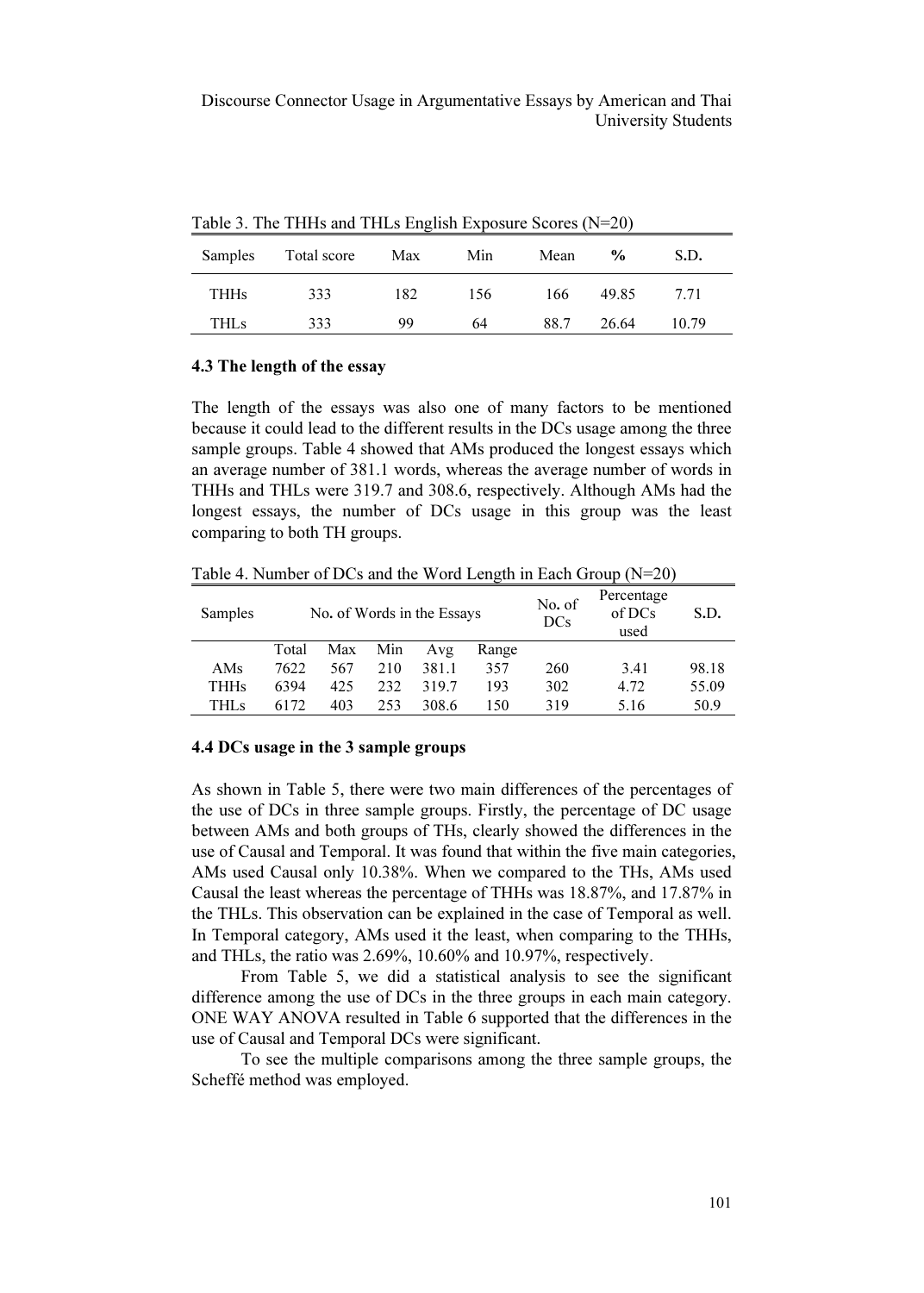Table 3. The THHs and THLs English Exposure Scores (N=20)

| Samples | Total score | Max | Min | Mean | % | S.D. |
|---|---|---|---|---|---|---|
| THHs | 333 | 182 | 156 | 166 | 49.85 | 7.71 |
| THLs | 333 | 99 | 64 | 88.7 | 26.64 | 10.79 |

### 4.3 The length of the essay

The length of the essays was also one of many factors to be mentioned because it could lead to the different results in the DCs usage among the three sample groups. Table 4 showed that AMs produced the longest essays which an average number of 381.1 words, whereas the average number of words in THHs and THLs were 319.7 and 308.6, respectively. Although AMs had the longest essays, the number of DCs usage in this group was the least comparing to both TH groups.

Table 4. Number of DCs and the Word Length in Each Group (N=20)

| Samples | No. of Words in the Essays | | | | | No. of DCs | Percentage of DCs used | S.D. |
|---|---|---|---|---|---|---|---|---|
| | Total | Max | Min | Avg | Range | | | |
| AMs | 7622 | 567 | 210 | 381.1 | 357 | 260 | 3.41 | 98.18 |
| THHs | 6394 | 425 | 232 | 319.7 | 193 | 302 | 4.72 | 55.09 |
| THLs | 6172 | 403 | 253 | 308.6 | 150 | 319 | 5.16 | 50.9 |

### 4.4 DCs usage in the 3 sample groups

As shown in Table 5, there were two main differences of the percentages of the use of DCs in three sample groups. Firstly, the percentage of DC usage between AMs and both groups of THs, clearly showed the differences in the use of Causal and Temporal. It was found that within the five main categories, AMs used Causal only 10.38%. When we compared to the THs, AMs used Causal the least whereas the percentage of THHs was 18.87%, and 17.87% in the THLs. This observation can be explained in the case of Temporal as well. In Temporal category, AMs used it the least, when comparing to the THHs, and THLs, the ratio was 2.69%, 10.60% and 10.97%, respectively.

From Table 5, we did a statistical analysis to see the significant difference among the use of DCs in the three groups in each main category. ONE WAY ANOVA resulted in Table 6 supported that the differences in the use of Causal and Temporal DCs were significant.

To see the multiple comparisons among the three sample groups, the Scheffé method was employed.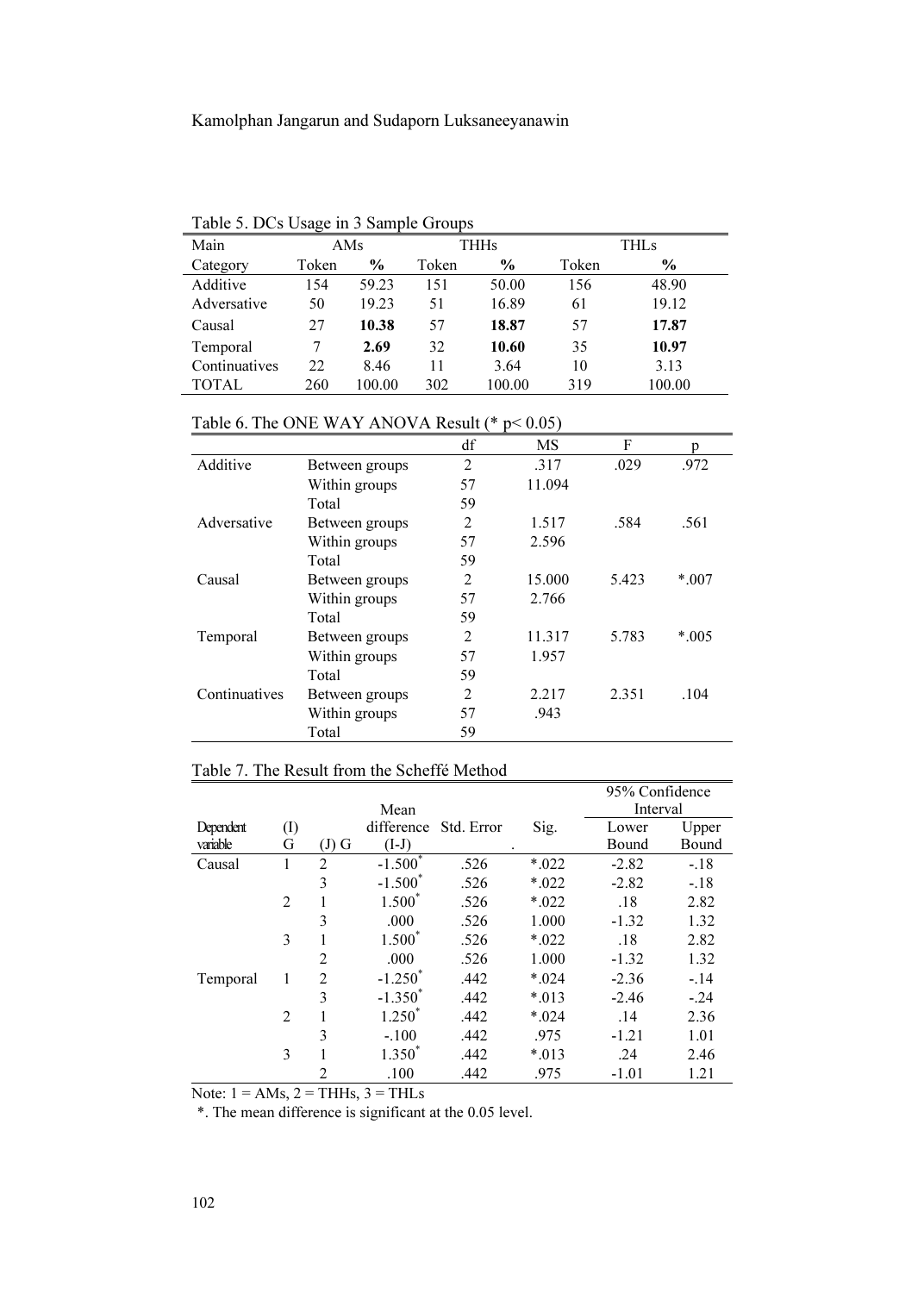Table 5. DCs Usage in 3 Sample Groups

| Main Category | AMs Token | AMs % | THHs Token | THHs % | THLs Token | THLs % |
|---|---|---|---|---|---|---|
| Additive | 154 | 59.23 | 151 | 50.00 | 156 | 48.90 |
| Adversative | 50 | 19.23 | 51 | 16.89 | 61 | 19.12 |
| Causal | 27 | **10.38** | 57 | **18.87** | 57 | **17.87** |
| Temporal | 7 | **2.69** | 32 | **10.60** | 35 | **10.97** |
| Continuatives | 22 | 8.46 | 11 | 3.64 | 10 | 3.13 |
| TOTAL | 260 | 100.00 | 302 | 100.00 | 319 | 100.00 |

Table 6. The ONE WAY ANOVA Result (* $p < 0.05$)

| | | df | MS | F | p |
|---|---|---|---|---|---|
| Additive | Between groups | 2 | .317 | .029 | .972 |
| | Within groups | 57 | 11.094 | | |
| | Total | 59 | | | |
| Adversative | Between groups | 2 | 1.517 | .584 | .561 |
| | Within groups | 57 | 2.596 | | |
| | Total | 59 | | | |
| Causal | Between groups | 2 | 15.000 | 5.423 | *.007 |
| | Within groups | 57 | 2.766 | | |
| | Total | 59 | | | |
| Temporal | Between groups | 2 | 11.317 | 5.783 | *.005 |
| | Within groups | 57 | 1.957 | | |
| | Total | 59 | | | |
| Continuatives | Between groups | 2 | 2.217 | 2.351 | .104 |
| | Within groups | 57 | .943 | | |
| | Total | 59 | | | |

Table 7. The Result from the Scheffé Method

| Dependent variable | (I) G | (J) G | Mean difference (I-J) | Std. Error | Sig. | 95% Confidence Interval Lower Bound | 95% Confidence Interval Upper Bound |
|---|---|---|---|---|---|---|---|
| Causal | 1 | 2 | -1.500* | .526 | *.022 | -2.82 | -.18 |
| | | 3 | -1.500* | .526 | *.022 | -2.82 | -.18 |
| | 2 | 1 | 1.500* | .526 | *.022 | .18 | 2.82 |
| | | 3 | .000 | .526 | 1.000 | -1.32 | 1.32 |
| | 3 | 1 | 1.500* | .526 | *.022 | .18 | 2.82 |
| | | 2 | .000 | .526 | 1.000 | -1.32 | 1.32 |
| Temporal | 1 | 2 | -1.250* | .442 | *.024 | -2.36 | -.14 |
| | | 3 | -1.350* | .442 | *.013 | -2.46 | -.24 |
| | 2 | 1 | 1.250* | .442 | *.024 | .14 | 2.36 |
| | | 3 | -.100 | .442 | .975 | -1.21 | 1.01 |
| | 3 | 1 | 1.350* | .442 | *.013 | .24 | 2.46 |
| | | 2 | .100 | .442 | .975 | -1.01 | 1.21 |

Note: 1 = AMs, 2 = THHs, 3 = THLs

*. The mean difference is significant at the 0.05 level.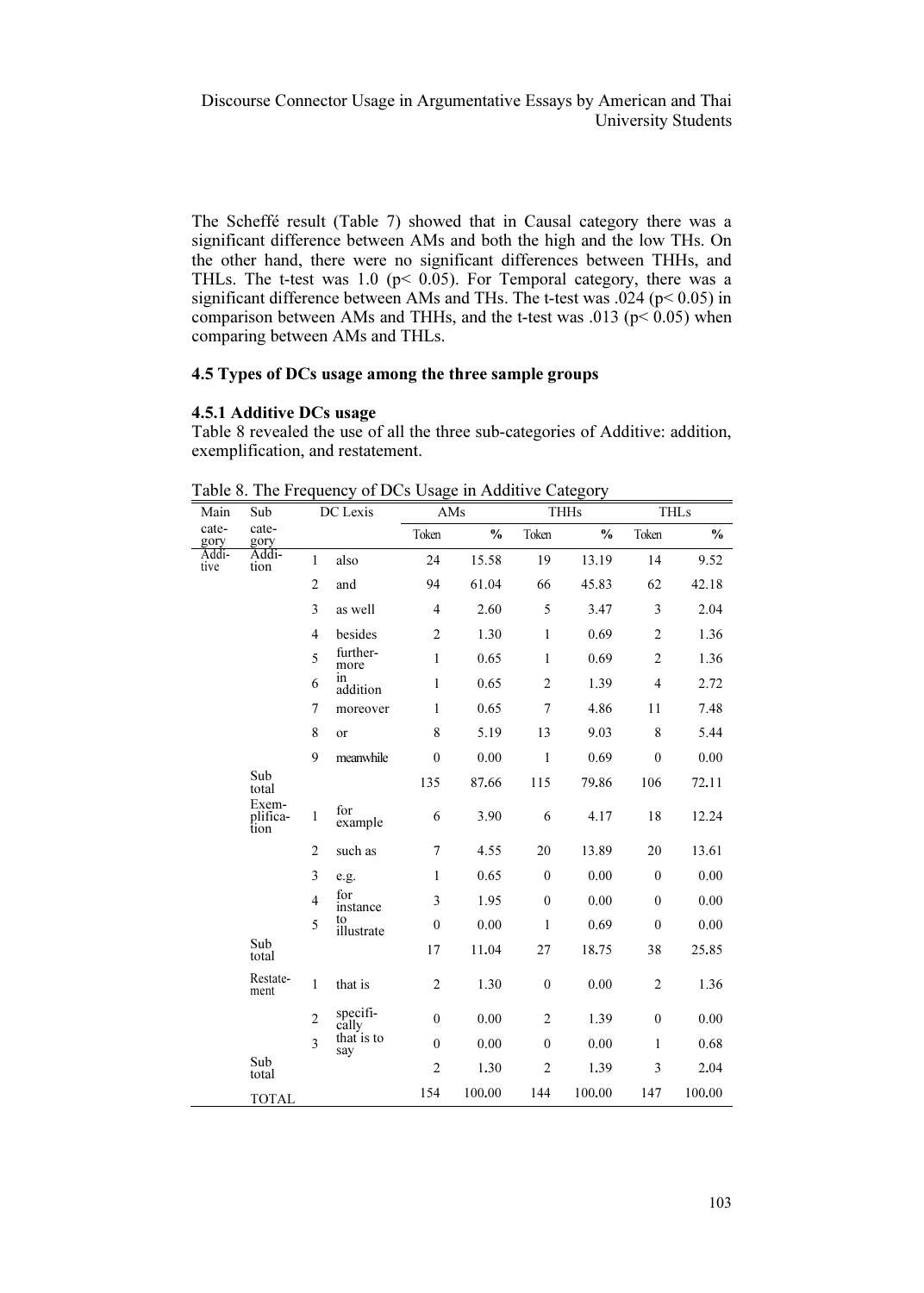The Scheffé result (Table 7) showed that in Causal category there was a significant difference between AMs and both the high and the low THs. On the other hand, there were no significant differences between THHs, and THLs. The t-test was 1.0 ($p < 0.05$). For Temporal category, there was a significant difference between AMs and THs. The t-test was .024 ($p < 0.05$) in comparison between AMs and THHs, and the t-test was .013 ($p < 0.05$) when comparing between AMs and THLs.

### 4.5 Types of DCs usage among the three sample groups

#### 4.5.1 Additive DCs usage

Table 8 revealed the use of all the three sub-categories of Additive: addition, exemplification, and restatement.

Table 8. The Frequency of DCs Usage in Additive Category

| Main category | Sub category | | DC Lexis | AMs | | THHs | | THLs | |
|---|---|---|---|---|---|---|---|---|---|
| | | | | Token | % | Token | % | Token | % |
| Additive | Addition | 1 | also | 24 | 15.58 | 19 | 13.19 | 14 | 9.52 |
| | | 2 | and | 94 | 61.04 | 66 | 45.83 | 62 | 42.18 |
| | | 3 | as well | 4 | 2.60 | 5 | 3.47 | 3 | 2.04 |
| | | 4 | besides | 2 | 1.30 | 1 | 0.69 | 2 | 1.36 |
| | | 5 | furthermore | 1 | 0.65 | 1 | 0.69 | 2 | 1.36 |
| | | 6 | in addition | 1 | 0.65 | 2 | 1.39 | 4 | 2.72 |
| | | 7 | moreover | 1 | 0.65 | 7 | 4.86 | 11 | 7.48 |
| | | 8 | or | 8 | 5.19 | 13 | 9.03 | 8 | 5.44 |
| | | 9 | meanwhile | 0 | 0.00 | 1 | 0.69 | 0 | 0.00 |
| | Sub total | | | 135 | 87.66 | 115 | 79.86 | 106 | 72.11 |
| | Exemplification | 1 | for example | 6 | 3.90 | 6 | 4.17 | 18 | 12.24 |
| | | 2 | such as | 7 | 4.55 | 20 | 13.89 | 20 | 13.61 |
| | | 3 | e.g. | 1 | 0.65 | 0 | 0.00 | 0 | 0.00 |
| | | 4 | for instance | 3 | 1.95 | 0 | 0.00 | 0 | 0.00 |
| | | 5 | to illustrate | 0 | 0.00 | 1 | 0.69 | 0 | 0.00 |
| | Sub total | | | 17 | 11.04 | 27 | 18.75 | 38 | 25.85 |
| | Restatement | 1 | that is | 2 | 1.30 | 0 | 0.00 | 2 | 1.36 |
| | | 2 | specifically | 0 | 0.00 | 2 | 1.39 | 0 | 0.00 |
| | | 3 | that is to say | 0 | 0.00 | 0 | 0.00 | 1 | 0.68 |
| | Sub total | | | 2 | 1.30 | 2 | 1.39 | 3 | 2.04 |
| | TOTAL | | | 154 | 100.00 | 144 | 100.00 | 147 | 100.00 |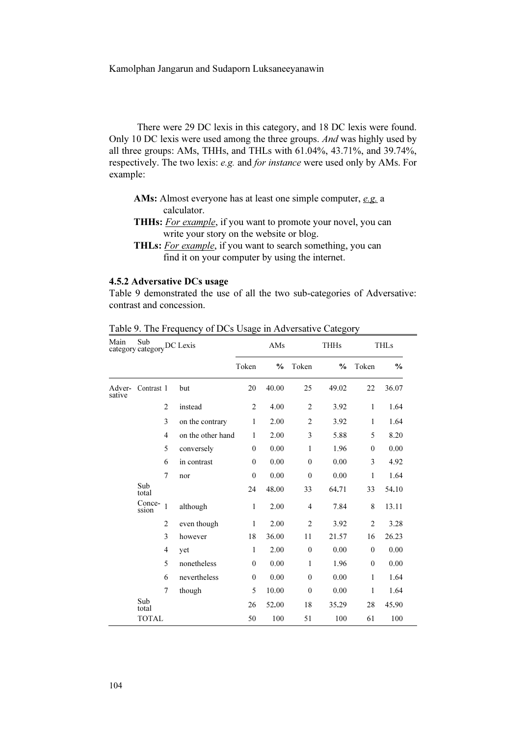There were 29 DC lexis in this category, and 18 DC lexis were found. Only 10 DC lexis were used among the three groups. *And* was highly used by all three groups: AMs, THHs, and THLs with 61.04%, 43.71%, and 39.74%, respectively. The two lexis: *e.g.* and *for instance* were used only by AMs. For example:

> **AMs:** Almost everyone has at least one simple computer, *e.g.* a calculator.
> **THHs:** *For example*, if you want to promote your novel, you can write your story on the website or blog.
> **THLs:** *For example*, if you want to search something, you can find it on your computer by using the internet.

### 4.5.2 Adversative DCs usage

Table 9 demonstrated the use of all the two sub-categories of Adversative: contrast and concession.

Table 9. The Frequency of DCs Usage in Adversative Category

| Main category | Sub category | | DC Lexis | AMs | | THHs | | THLs | |
|---|---|---|---|---|---|---|---|---|---|
| | | | | Token | % | Token | % | Token | % |
| Adver-sative | Contrast | 1 | but | 20 | 40.00 | 25 | 49.02 | 22 | 36.07 |
| | | 2 | instead | 2 | 4.00 | 2 | 3.92 | 1 | 1.64 |
| | | 3 | on the contrary | 1 | 2.00 | 2 | 3.92 | 1 | 1.64 |
| | | 4 | on the other hand | 1 | 2.00 | 3 | 5.88 | 5 | 8.20 |
| | | 5 | conversely | 0 | 0.00 | 1 | 1.96 | 0 | 0.00 |
| | | 6 | in contrast | 0 | 0.00 | 0 | 0.00 | 3 | 4.92 |
| | | 7 | nor | 0 | 0.00 | 0 | 0.00 | 1 | 1.64 |
| | Sub total | | | 24 | 48.00 | 33 | 64.71 | 33 | 54.10 |
| | Conce-ssion | 1 | although | 1 | 2.00 | 4 | 7.84 | 8 | 13.11 |
| | | 2 | even though | 1 | 2.00 | 2 | 3.92 | 2 | 3.28 |
| | | 3 | however | 18 | 36.00 | 11 | 21.57 | 16 | 26.23 |
| | | 4 | yet | 1 | 2.00 | 0 | 0.00 | 0 | 0.00 |
| | | 5 | nonetheless | 0 | 0.00 | 1 | 1.96 | 0 | 0.00 |
| | | 6 | nevertheless | 0 | 0.00 | 0 | 0.00 | 1 | 1.64 |
| | | 7 | though | 5 | 10.00 | 0 | 0.00 | 1 | 1.64 |
| | Sub total | | | 26 | 52.00 | 18 | 35.29 | 28 | 45.90 |
| | TOTAL | | | 50 | 100 | 51 | 100 | 61 | 100 |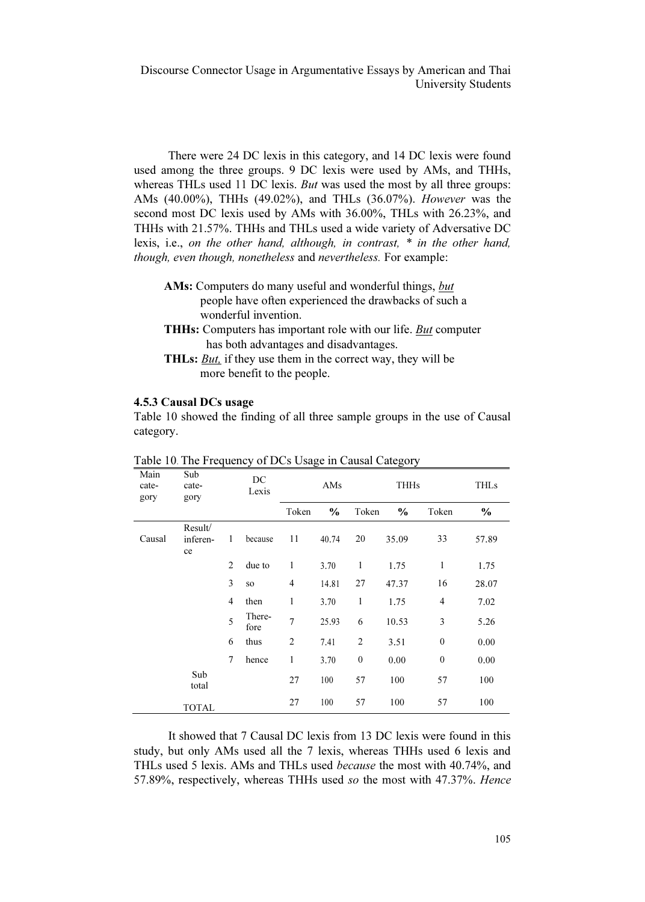There were 24 DC lexis in this category, and 14 DC lexis were found used among the three groups. 9 DC lexis were used by AMs, and THHs, whereas THLs used 11 DC lexis. *But* was used the most by all three groups: AMs (40.00%), THHs (49.02%), and THLs (36.07%). *However* was the second most DC lexis used by AMs with 36.00%, THLs with 26.23%, and THHs with 21.57%. THHs and THLs used a wide variety of Adversative DC lexis, i.e., *on the other hand, although, in contrast, * in the other hand, though, even though, nonetheless* and *nevertheless.* For example:

> **AMs:** Computers do many useful and wonderful things, *but* people have often experienced the drawbacks of such a wonderful invention.
> **THHs:** Computers has important role with our life. *But* computer has both advantages and disadvantages.
> **THLs:** *But,* if they use them in the correct way, they will be more benefit to the people.

### 4.5.3 Causal DCs usage

Table 10 showed the finding of all three sample groups in the use of Causal category.

Table 10. The Frequency of DCs Usage in Causal Category

| Main category | Sub category | | DC Lexis | AMs | | THHs | | THLs | |
|---|---|---|---|---|---|---|---|---|---|
| | | | | Token | % | Token | % | Token | % |
| Causal | Result/ inference | 1 | because | 11 | 40.74 | 20 | 35.09 | 33 | 57.89 |
| | | 2 | due to | 1 | 3.70 | 1 | 1.75 | 1 | 1.75 |
| | | 3 | so | 4 | 14.81 | 27 | 47.37 | 16 | 28.07 |
| | | 4 | then | 1 | 3.70 | 1 | 1.75 | 4 | 7.02 |
| | | 5 | Therefore | 7 | 25.93 | 6 | 10.53 | 3 | 5.26 |
| | | 6 | thus | 2 | 7.41 | 2 | 3.51 | 0 | 0.00 |
| | | 7 | hence | 1 | 3.70 | 0 | 0.00 | 0 | 0.00 |
| | Sub total | | | 27 | 100 | 57 | 100 | 57 | 100 |
| | TOTAL | | | 27 | 100 | 57 | 100 | 57 | 100 |

It showed that 7 Causal DC lexis from 13 DC lexis were found in this study, but only AMs used all the 7 lexis, whereas THHs used 6 lexis and THLs used 5 lexis. AMs and THLs used *because* the most with 40.74%, and 57.89%, respectively, whereas THHs used *so* the most with 47.37%. *Hence*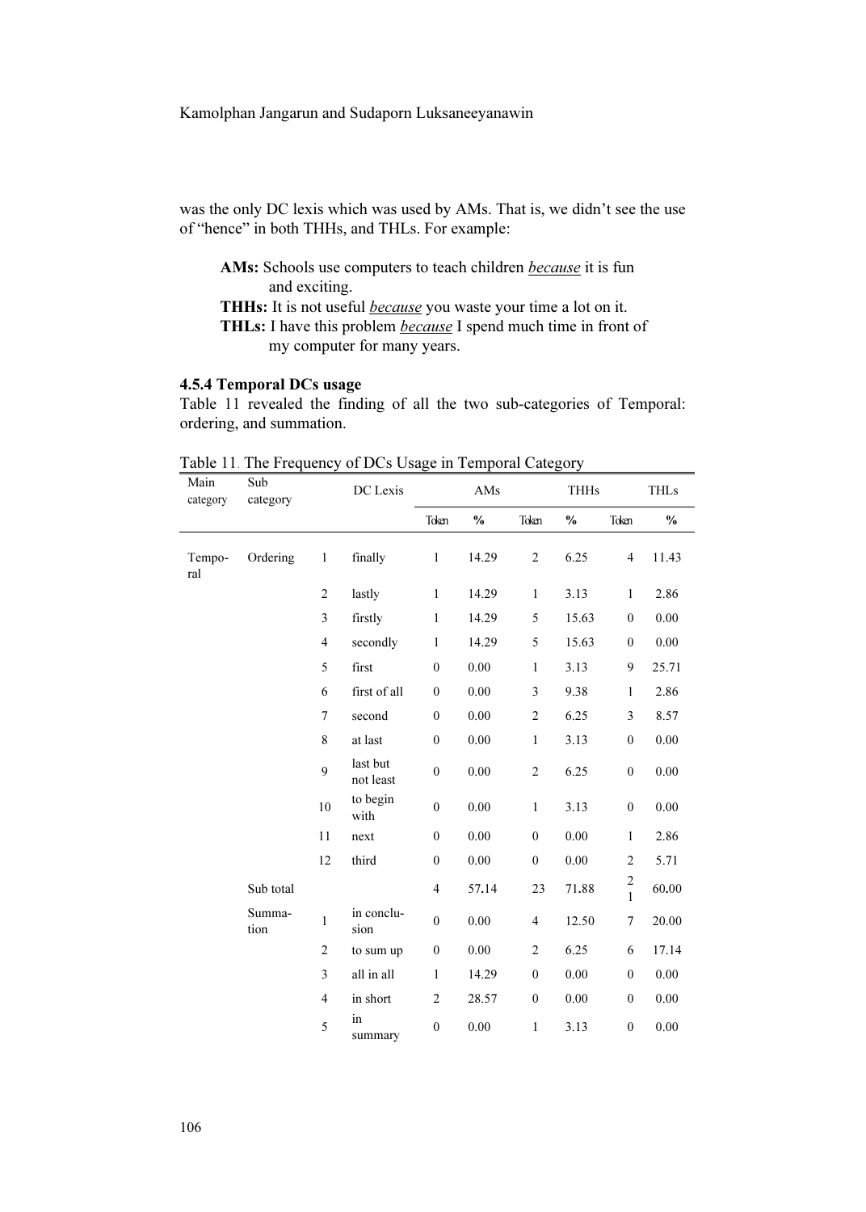was the only DC lexis which was used by AMs. That is, we didn't see the use of "hence" in both THHs, and THLs. For example:

**AMs:** Schools use computers to teach children *because* it is fun and exciting.
**THHs:** It is not useful *because* you waste your time a lot on it.
**THLs:** I have this problem *because* I spend much time in front of my computer for many years.

### 4.5.4 Temporal DCs usage

Table 11 revealed the finding of all the two sub-categories of Temporal: ordering, and summation.

Table 11. The Frequency of DCs Usage in Temporal Category

| Main category | Sub category | | DC Lexis | AMs | | THHs | | THLs | |
|---|---|---|---|---|---|---|---|---|---|
| | | | | Token | % | Token | % | Token | % |
| Temporal | Ordering | 1 | finally | 1 | 14.29 | 2 | 6.25 | 4 | 11.43 |
| | | 2 | lastly | 1 | 14.29 | 1 | 3.13 | 1 | 2.86 |
| | | 3 | firstly | 1 | 14.29 | 5 | 15.63 | 0 | 0.00 |
| | | 4 | secondly | 1 | 14.29 | 5 | 15.63 | 0 | 0.00 |
| | | 5 | first | 0 | 0.00 | 1 | 3.13 | 9 | 25.71 |
| | | 6 | first of all | 0 | 0.00 | 3 | 9.38 | 1 | 2.86 |
| | | 7 | second | 0 | 0.00 | 2 | 6.25 | 3 | 8.57 |
| | | 8 | at last | 0 | 0.00 | 1 | 3.13 | 0 | 0.00 |
| | | 9 | last but not least | 0 | 0.00 | 2 | 6.25 | 0 | 0.00 |
| | | 10 | to begin with | 0 | 0.00 | 1 | 3.13 | 0 | 0.00 |
| | | 11 | next | 0 | 0.00 | 0 | 0.00 | 1 | 2.86 |
| | | 12 | third | 0 | 0.00 | 0 | 0.00 | 2 | 5.71 |
| | Sub total | | | 4 | 57.14 | 23 | 71.88 | 21 | 60.00 |
| | Summation | 1 | in conclusion | 0 | 0.00 | 4 | 12.50 | 7 | 20.00 |
| | | 2 | to sum up | 0 | 0.00 | 2 | 6.25 | 6 | 17.14 |
| | | 3 | all in all | 1 | 14.29 | 0 | 0.00 | 0 | 0.00 |
| | | 4 | in short | 2 | 28.57 | 0 | 0.00 | 0 | 0.00 |
| | | 5 | in summary | 0 | 0.00 | 1 | 3.13 | 0 | 0.00 |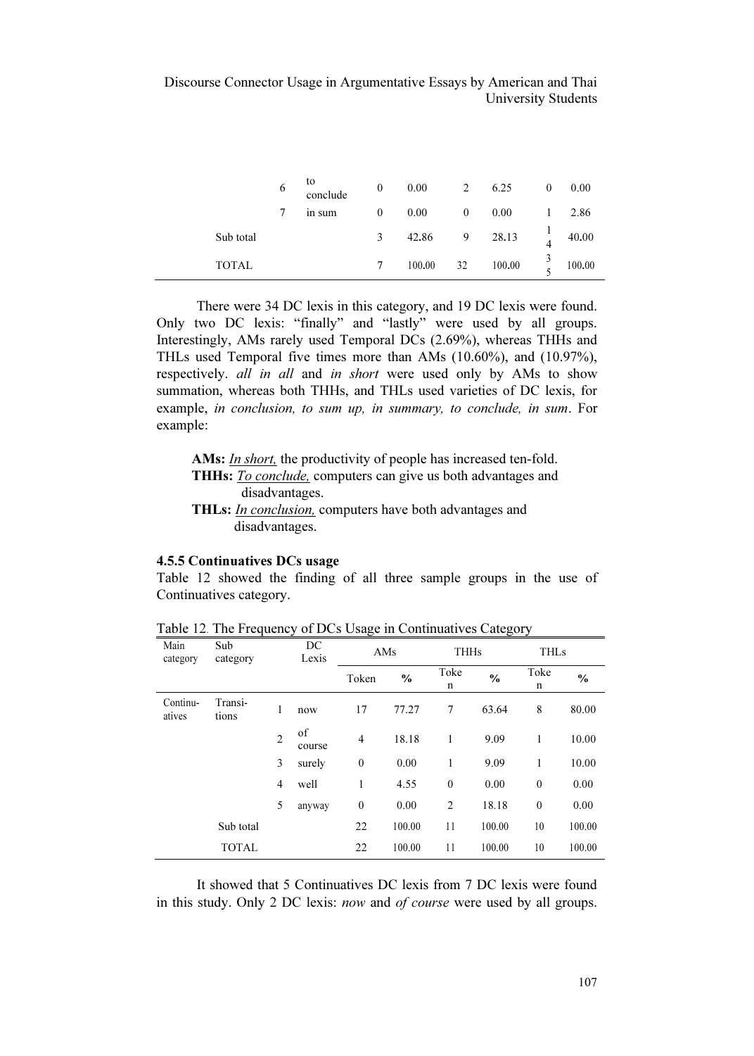| | | | | | | | | |
|---|---|---|---|---|---|---|---|---|
| | 6 | to conclude | 0 | 0.00 | 2 | 6.25 | 0 | 0.00 |
| | 7 | in sum | 0 | 0.00 | 0 | 0.00 | 1 | 2.86 |
| Sub total | | | 3 | 42.86 | 9 | 28.13 | 14 | 40.00 |
| TOTAL | | | 7 | 100.00 | 32 | 100.00 | 35 | 100.00 |

There were 34 DC lexis in this category, and 19 DC lexis were found. Only two DC lexis: "finally" and "lastly" were used by all groups. Interestingly, AMs rarely used Temporal DCs (2.69%), whereas THHs and THLs used Temporal five times more than AMs (10.60%), and (10.97%), respectively. *all in all* and *in short* were used only by AMs to show summation, whereas both THHs, and THLs used varieties of DC lexis, for example, *in conclusion, to sum up, in summary, to conclude, in sum*. For example:

**AMs:** *In short,* the productivity of people has increased ten-fold.
**THHs:** *To conclude,* computers can give us both advantages and disadvantages.
**THLs:** *In conclusion,* computers have both advantages and disadvantages.

### 4.5.5 Continuatives DCs usage

Table 12 showed the finding of all three sample groups in the use of Continuatives category.

Table 12. The Frequency of DCs Usage in Continuatives Category

| Main category | Sub category | | DC Lexis | AMs | | THHs | | THLs | |
|---|---|---|---|---|---|---|---|---|---|
| | | | | Token | % | Token | % | Token | % |
| Continu-atives | Transi-tions | 1 | now | 17 | 77.27 | 7 | 63.64 | 8 | 80.00 |
| | | 2 | of course | 4 | 18.18 | 1 | 9.09 | 1 | 10.00 |
| | | 3 | surely | 0 | 0.00 | 1 | 9.09 | 1 | 10.00 |
| | | 4 | well | 1 | 4.55 | 0 | 0.00 | 0 | 0.00 |
| | | 5 | anyway | 0 | 0.00 | 2 | 18.18 | 0 | 0.00 |
| | Sub total | | | 22 | 100.00 | 11 | 100.00 | 10 | 100.00 |
| | TOTAL | | | 22 | 100.00 | 11 | 100.00 | 10 | 100.00 |

It showed that 5 Continuatives DC lexis from 7 DC lexis were found in this study. Only 2 DC lexis: *now* and *of course* were used by all groups.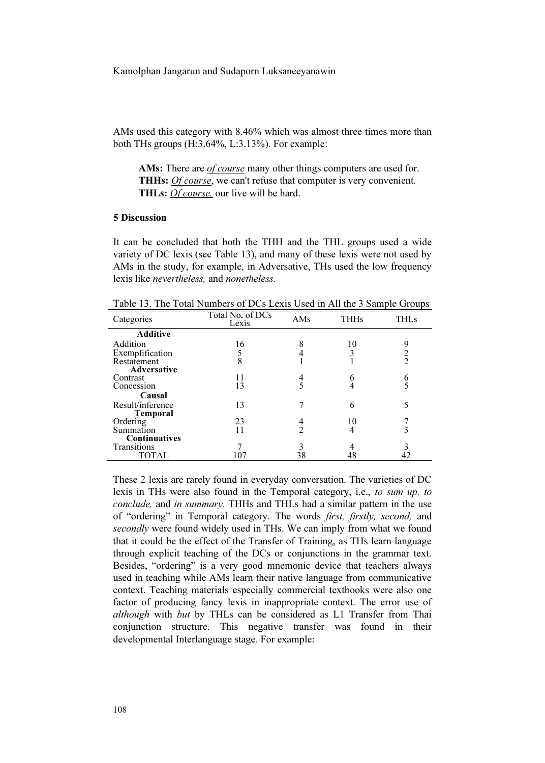AMs used this category with 8.46% which was almost three times more than both THs groups (H:3.64%, L:3.13%). For example:

> **AMs:** There are *of course* many other things computers are used for.
> **THHs:** *Of course*, we can't refuse that computer is very convenient.
> **THLs:** *Of course,* our live will be hard.

## 5 Discussion

It can be concluded that both the THH and the THL groups used a wide variety of DC lexis (see Table 13), and many of these lexis were not used by AMs in the study, for example, in Adversative, THs used the low frequency lexis like *nevertheless,* and *nonetheless.*

Table 13. The Total Numbers of DCs Lexis Used in All the 3 Sample Groups

| Categories | Total No. of DCs Lexis | AMs | THHs | THLs |
|---|---|---|---|---|
| **Additive** | | | | |
| Addition | 16 | 8 | 10 | 9 |
| Exemplification | 5 | 4 | 3 | 2 |
| Restatement | 8 | 1 | 1 | 2 |
| **Adversative** | | | | |
| Contrast | 11 | 4 | 6 | 6 |
| Concession | 13 | 5 | 4 | 5 |
| **Causal** | | | | |
| Result/inference | 13 | 7 | 6 | 5 |
| **Temporal** | | | | |
| Ordering | 23 | 4 | 10 | 7 |
| Summation | 11 | 2 | 4 | 3 |
| **Continuatives** | | | | |
| Transitions | 7 | 3 | 4 | 3 |
| TOTAL | 107 | 38 | 48 | 42 |

These 2 lexis are rarely found in everyday conversation. The varieties of DC lexis in THs were also found in the Temporal category, i.e., *to sum up, to conclude,* and *in summary.* THHs and THLs had a similar pattern in the use of "ordering" in Temporal category. The words *first, firstly, second,* and *secondly* were found widely used in THs. We can imply from what we found that it could be the effect of the Transfer of Training, as THs learn language through explicit teaching of the DCs or conjunctions in the grammar text. Besides, "ordering" is a very good mnemonic device that teachers always used in teaching while AMs learn their native language from communicative context. Teaching materials especially commercial textbooks were also one factor of producing fancy lexis in inappropriate context. The error use of *although* with *but* by THLs can be considered as L1 Transfer from Thai conjunction structure. This negative transfer was found in their developmental Interlanguage stage. For example: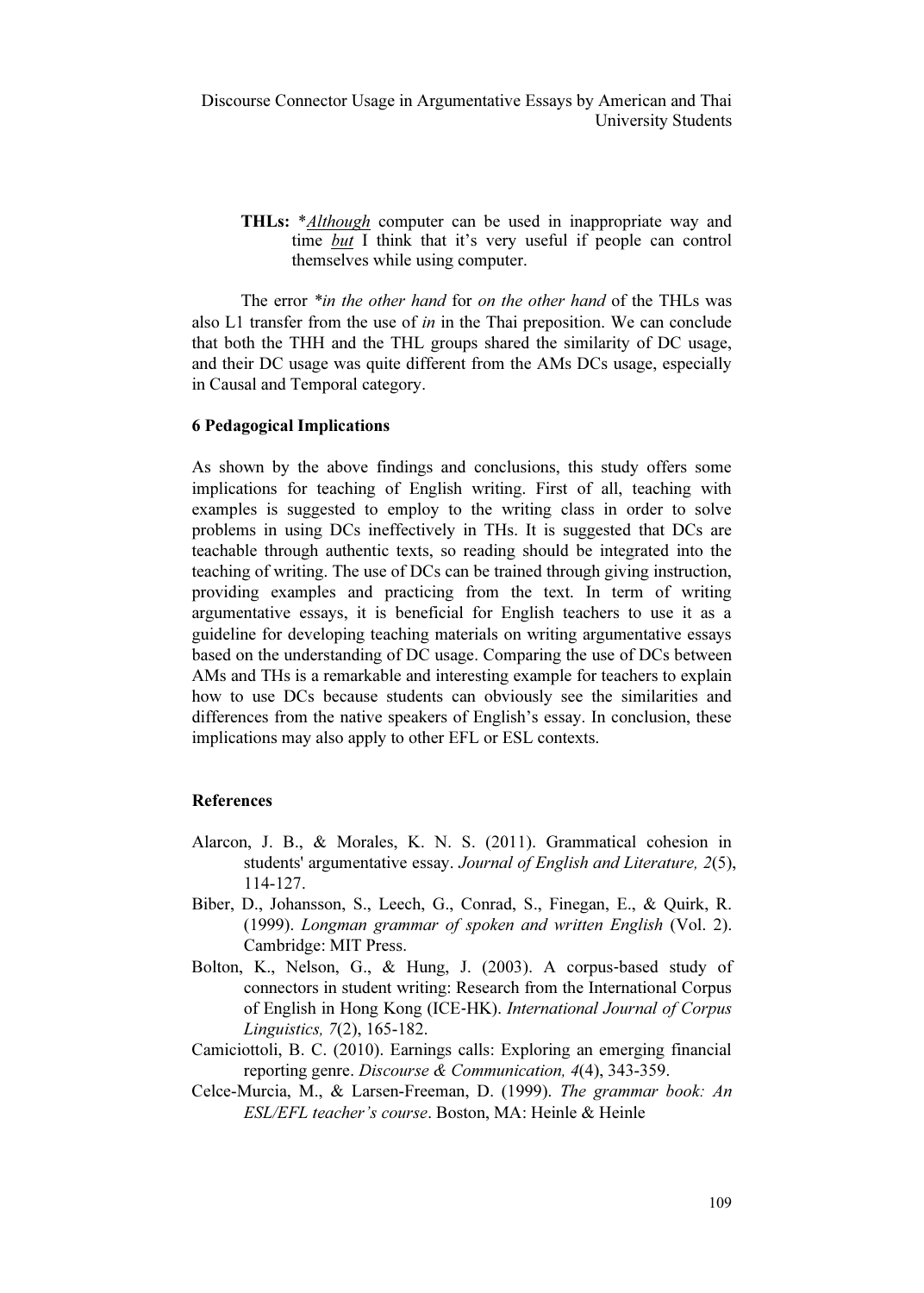**THLs:** *<u>*Although*</u> computer can be used in inappropriate way and time <u>*but*</u> I think that it's very useful if people can control themselves while using computer.

The error *\*in the other hand* for *on the other hand* of the THLs was also L1 transfer from the use of *in* in the Thai preposition. We can conclude that both the THH and the THL groups shared the similarity of DC usage, and their DC usage was quite different from the AMs DCs usage, especially in Causal and Temporal category.

## 6 Pedagogical Implications

As shown by the above findings and conclusions, this study offers some implications for teaching of English writing. First of all, teaching with examples is suggested to employ to the writing class in order to solve problems in using DCs ineffectively in THs. It is suggested that DCs are teachable through authentic texts, so reading should be integrated into the teaching of writing. The use of DCs can be trained through giving instruction, providing examples and practicing from the text. In term of writing argumentative essays, it is beneficial for English teachers to use it as a guideline for developing teaching materials on writing argumentative essays based on the understanding of DC usage. Comparing the use of DCs between AMs and THs is a remarkable and interesting example for teachers to explain how to use DCs because students can obviously see the similarities and differences from the native speakers of English's essay. In conclusion, these implications may also apply to other EFL or ESL contexts.

## References

Alarcon, J. B., & Morales, K. N. S. (2011). Grammatical cohesion in students' argumentative essay. *Journal of English and Literature, 2*(5), 114-127.

Biber, D., Johansson, S., Leech, G., Conrad, S., Finegan, E., & Quirk, R. (1999). *Longman grammar of spoken and written English* (Vol. 2). Cambridge: MIT Press.

Bolton, K., Nelson, G., & Hung, J. (2003). A corpus-based study of connectors in student writing: Research from the International Corpus of English in Hong Kong (ICE-HK). *International Journal of Corpus Linguistics, 7*(2), 165-182.

Camiciottoli, B. C. (2010). Earnings calls: Exploring an emerging financial reporting genre. *Discourse & Communication, 4*(4), 343-359.

Celce-Murcia, M., & Larsen-Freeman, D. (1999). *The grammar book: An ESL/EFL teacher's course*. Boston, MA: Heinle & Heinle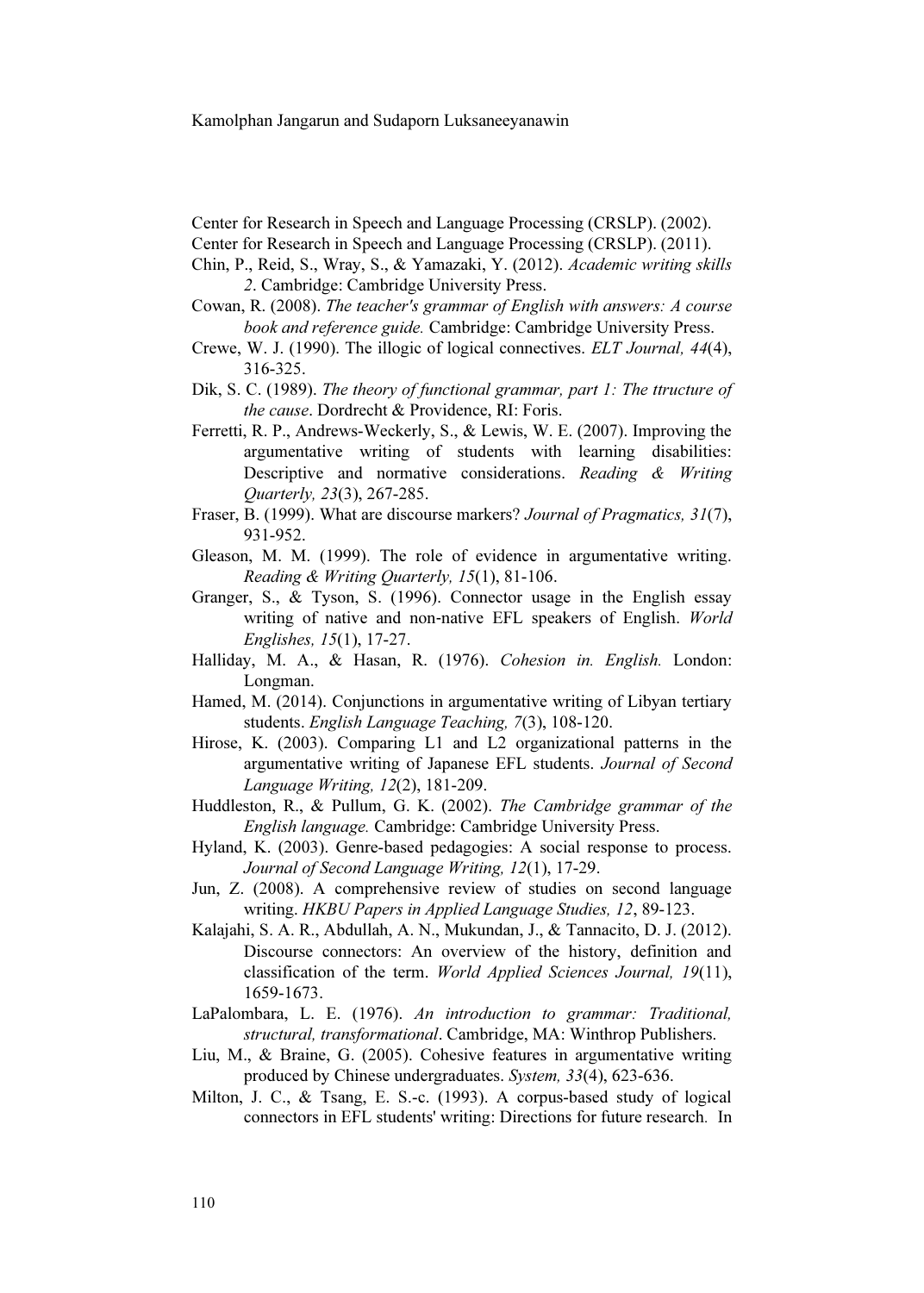Center for Research in Speech and Language Processing (CRSLP). (2002).

Center for Research in Speech and Language Processing (CRSLP). (2011).

Chin, P., Reid, S., Wray, S., & Yamazaki, Y. (2012). *Academic writing skills 2*. Cambridge: Cambridge University Press.

Cowan, R. (2008). *The teacher's grammar of English with answers: A course book and reference guide.* Cambridge: Cambridge University Press.

Crewe, W. J. (1990). The illogic of logical connectives. *ELT Journal, 44*(4), 316-325.

Dik, S. C. (1989). *The theory of functional grammar, part 1: The ttructure of the cause*. Dordrecht & Providence, RI: Foris.

Ferretti, R. P., Andrews-Weckerly, S., & Lewis, W. E. (2007). Improving the argumentative writing of students with learning disabilities: Descriptive and normative considerations. *Reading & Writing Quarterly, 23*(3), 267-285.

Fraser, B. (1999). What are discourse markers? *Journal of Pragmatics, 31*(7), 931-952.

Gleason, M. M. (1999). The role of evidence in argumentative writing. *Reading & Writing Quarterly, 15*(1), 81-106.

Granger, S., & Tyson, S. (1996). Connector usage in the English essay writing of native and non-native EFL speakers of English. *World Englishes, 15*(1), 17-27.

Halliday, M. A., & Hasan, R. (1976). *Cohesion in. English.* London: Longman.

Hamed, M. (2014). Conjunctions in argumentative writing of Libyan tertiary students. *English Language Teaching, 7*(3), 108-120.

Hirose, K. (2003). Comparing L1 and L2 organizational patterns in the argumentative writing of Japanese EFL students. *Journal of Second Language Writing, 12*(2), 181-209.

Huddleston, R., & Pullum, G. K. (2002). *The Cambridge grammar of the English language.* Cambridge: Cambridge University Press.

Hyland, K. (2003). Genre-based pedagogies: A social response to process. *Journal of Second Language Writing, 12*(1), 17-29.

Jun, Z. (2008). A comprehensive review of studies on second language writing. *HKBU Papers in Applied Language Studies, 12*, 89-123.

Kalajahi, S. A. R., Abdullah, A. N., Mukundan, J., & Tannacito, D. J. (2012). Discourse connectors: An overview of the history, definition and classification of the term. *World Applied Sciences Journal, 19*(11), 1659-1673.

LaPalombara, L. E. (1976). *An introduction to grammar: Traditional, structural, transformational*. Cambridge, MA: Winthrop Publishers.

Liu, M., & Braine, G. (2005). Cohesive features in argumentative writing produced by Chinese undergraduates. *System, 33*(4), 623-636.

Milton, J. C., & Tsang, E. S.-c. (1993). A corpus-based study of logical connectors in EFL students' writing: Directions for future research. In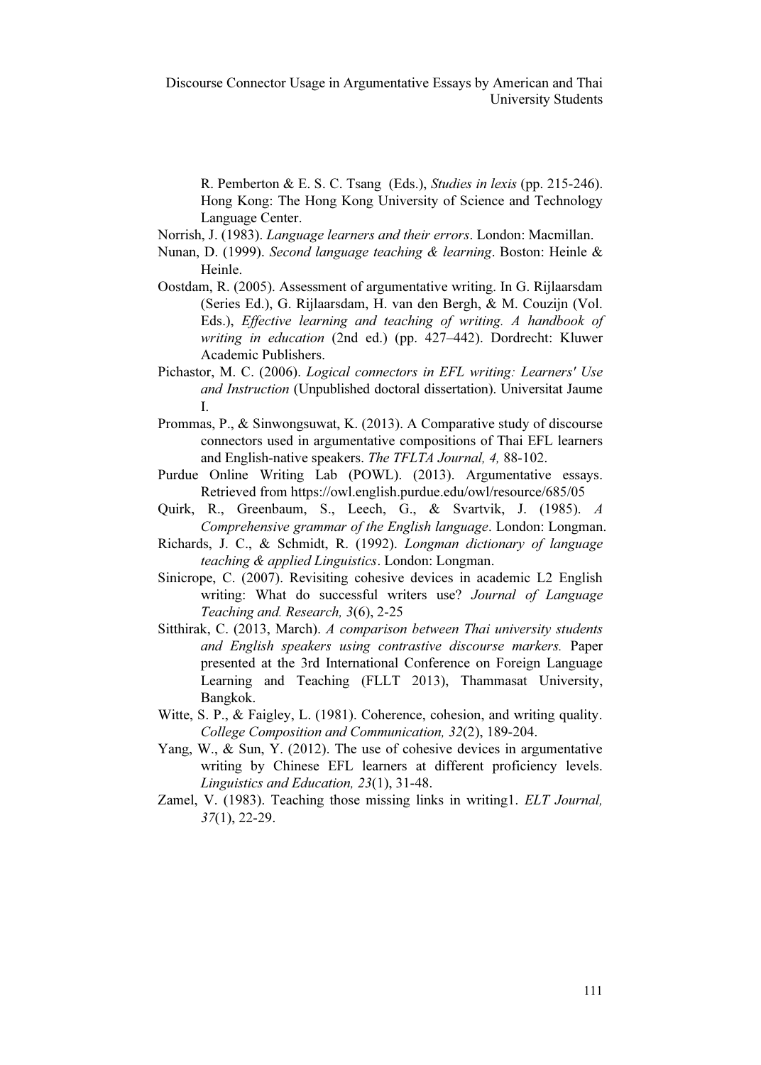R. Pemberton & E. S. C. Tsang (Eds.), *Studies in lexis* (pp. 215-246). Hong Kong: The Hong Kong University of Science and Technology Language Center.

Norrish, J. (1983). *Language learners and their errors*. London: Macmillan.

Nunan, D. (1999). *Second language teaching & learning*. Boston: Heinle & Heinle.

Oostdam, R. (2005). Assessment of argumentative writing. In G. Rijlaarsdam (Series Ed.), G. Rijlaarsdam, H. van den Bergh, & M. Couzijn (Vol. Eds.), *Effective learning and teaching of writing. A handbook of writing in education* (2nd ed.) (pp. 427–442). Dordrecht: Kluwer Academic Publishers.

Pichastor, M. C. (2006). *Logical connectors in EFL writing: Learners' Use and Instruction* (Unpublished doctoral dissertation). Universitat Jaume I.

Prommas, P., & Sinwongsuwat, K. (2013). A Comparative study of discourse connectors used in argumentative compositions of Thai EFL learners and English-native speakers. *The TFLTA Journal, 4,* 88-102.

Purdue Online Writing Lab (POWL). (2013). Argumentative essays. Retrieved from https://owl.english.purdue.edu/owl/resource/685/05

Quirk, R., Greenbaum, S., Leech, G., & Svartvik, J. (1985). *A Comprehensive grammar of the English language*. London: Longman.

Richards, J. C., & Schmidt, R. (1992). *Longman dictionary of language teaching & applied Linguistics*. London: Longman.

Sinicrope, C. (2007). Revisiting cohesive devices in academic L2 English writing: What do successful writers use? *Journal of Language Teaching and. Research, 3*(6), 2-25

Sitthirak, C. (2013, March). *A comparison between Thai university students and English speakers using contrastive discourse markers.* Paper presented at the 3rd International Conference on Foreign Language Learning and Teaching (FLLT 2013), Thammasat University, Bangkok.

Witte, S. P., & Faigley, L. (1981). Coherence, cohesion, and writing quality. *College Composition and Communication, 32*(2), 189-204.

Yang, W., & Sun, Y. (2012). The use of cohesive devices in argumentative writing by Chinese EFL learners at different proficiency levels. *Linguistics and Education, 23*(1), 31-48.

Zamel, V. (1983). Teaching those missing links in writing1. *ELT Journal, 37*(1), 22-29.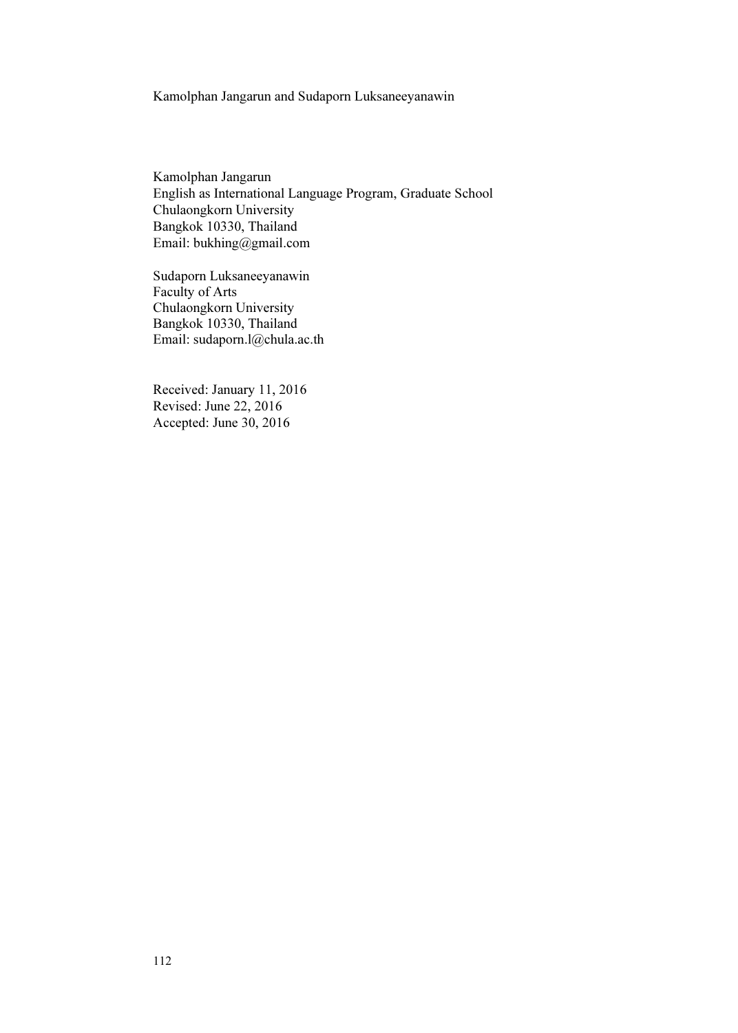Kamolphan Jangarun
English as International Language Program, Graduate School
Chulaongkorn University
Bangkok 10330, Thailand
Email: bukhing@gmail.com

Sudaporn Luksaneeyanawin
Faculty of Arts
Chulaongkorn University
Bangkok 10330, Thailand
Email: sudaporn.l@chula.ac.th

Received: January 11, 2016
Revised: June 22, 2016
Accepted: June 30, 2016